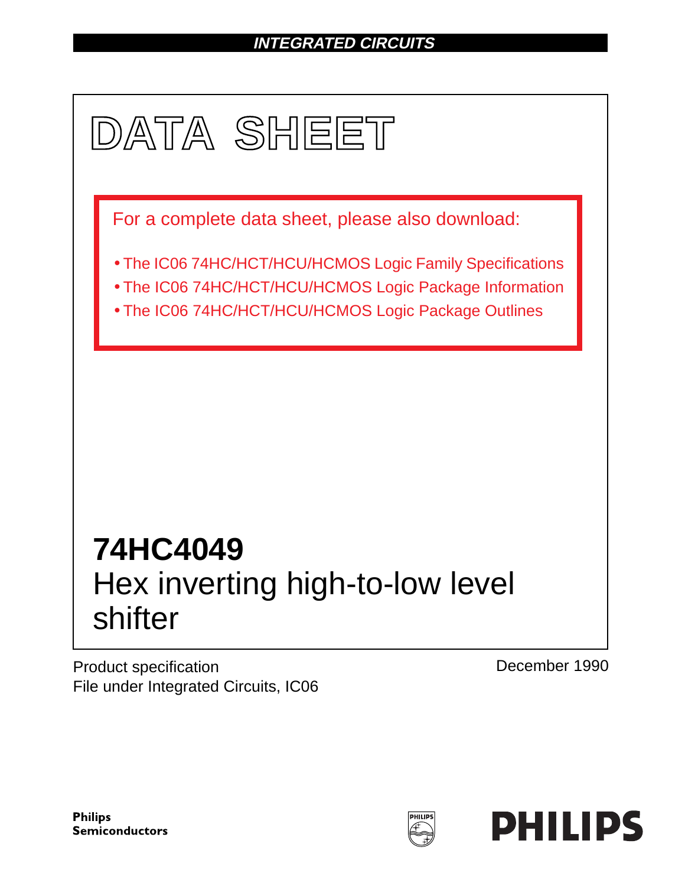INTEGRATED CIRCUITS

# DATA SHEET

For a complete data sheet, please also download:

- The IC06 74HC/HCT/HCU/HCMOS Logic Family Specifications
- The IC06 74HC/HCT/HCU/HCMOS Logic Package Information
- The IC06 74HC/HCT/HCU/HCMOS Logic Package Outlines

# 74HC4049

## Hex inverting high-to-low level shifter

Product specification
File under Integrated Circuits, IC06

December 1990

Philips Semiconductors

PHILIPS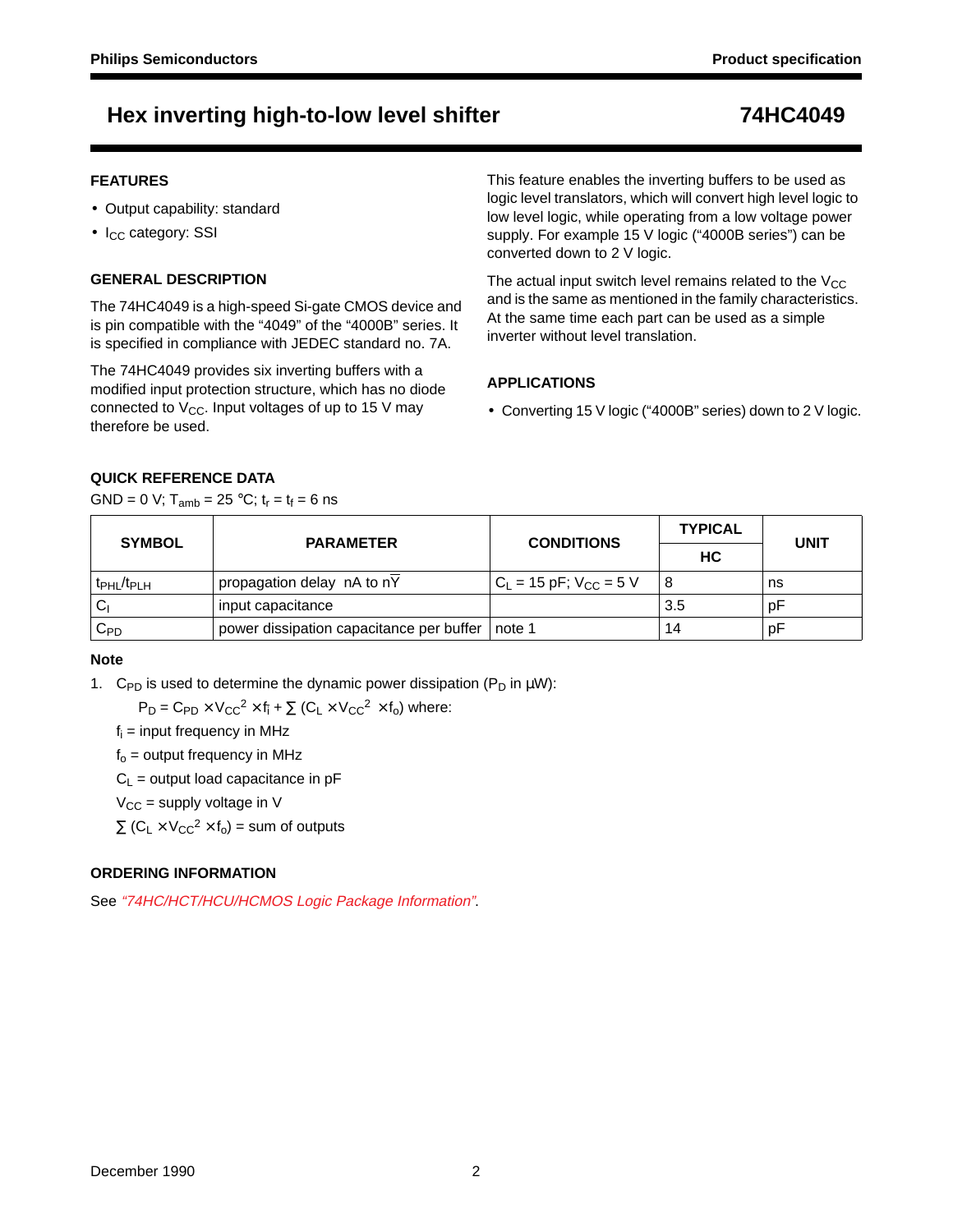# Hex inverting high-to-low level shifter — 74HC4049

## FEATURES

- Output capability: standard
- $I_{CC}$ category: SSI

## GENERAL DESCRIPTION

The 74HC4049 is a high-speed Si-gate CMOS device and is pin compatible with the "4049" of the "4000B" series. It is specified in compliance with JEDEC standard no. 7A.

The 74HC4049 provides six inverting buffers with a modified input protection structure, which has no diode connected to $V_{CC}$. Input voltages of up to 15 V may therefore be used.

This feature enables the inverting buffers to be used as logic level translators, which will convert high level logic to low level logic, while operating from a low voltage power supply. For example 15 V logic ("4000B series") can be converted down to 2 V logic.

The actual input switch level remains related to the $V_{CC}$ and is the same as mentioned in the family characteristics. At the same time each part can be used as a simple inverter without level translation.

## APPLICATIONS

- Converting 15 V logic ("4000B" series) down to 2 V logic.

## QUICK REFERENCE DATA

GND = 0 V; $T_{amb}$ = 25 °C; $t_r = t_f$ = 6 ns

| SYMBOL | PARAMETER | CONDITIONS | TYPICAL | UNIT |
|---|---|---|---|---|
| | | | HC | |
| $t_{PHL}/t_{PLH}$ | propagation delay nA to $n\overline{Y}$ | $C_L$ = 15 pF; $V_{CC}$ = 5 V | 8 | ns |
| $C_I$ | input capacitance | | 3.5 | pF |
| $C_{PD}$ | power dissipation capacitance per buffer | note 1 | 14 | pF |

### Note

1. $C_{PD}$ is used to determine the dynamic power dissipation ($P_D$ in μW):

   $P_D = C_{PD} \times V_{CC}^2 \times f_i + \sum (C_L \times V_{CC}^2 \times f_o)$ where:

   $f_i$ = input frequency in MHz

   $f_o$ = output frequency in MHz

   $C_L$ = output load capacitance in pF

   $V_{CC}$ = supply voltage in V

   $\sum (C_L \times V_{CC}^2 \times f_o)$ = sum of outputs

## ORDERING INFORMATION

See *"74HC/HCT/HCU/HCMOS Logic Package Information"*.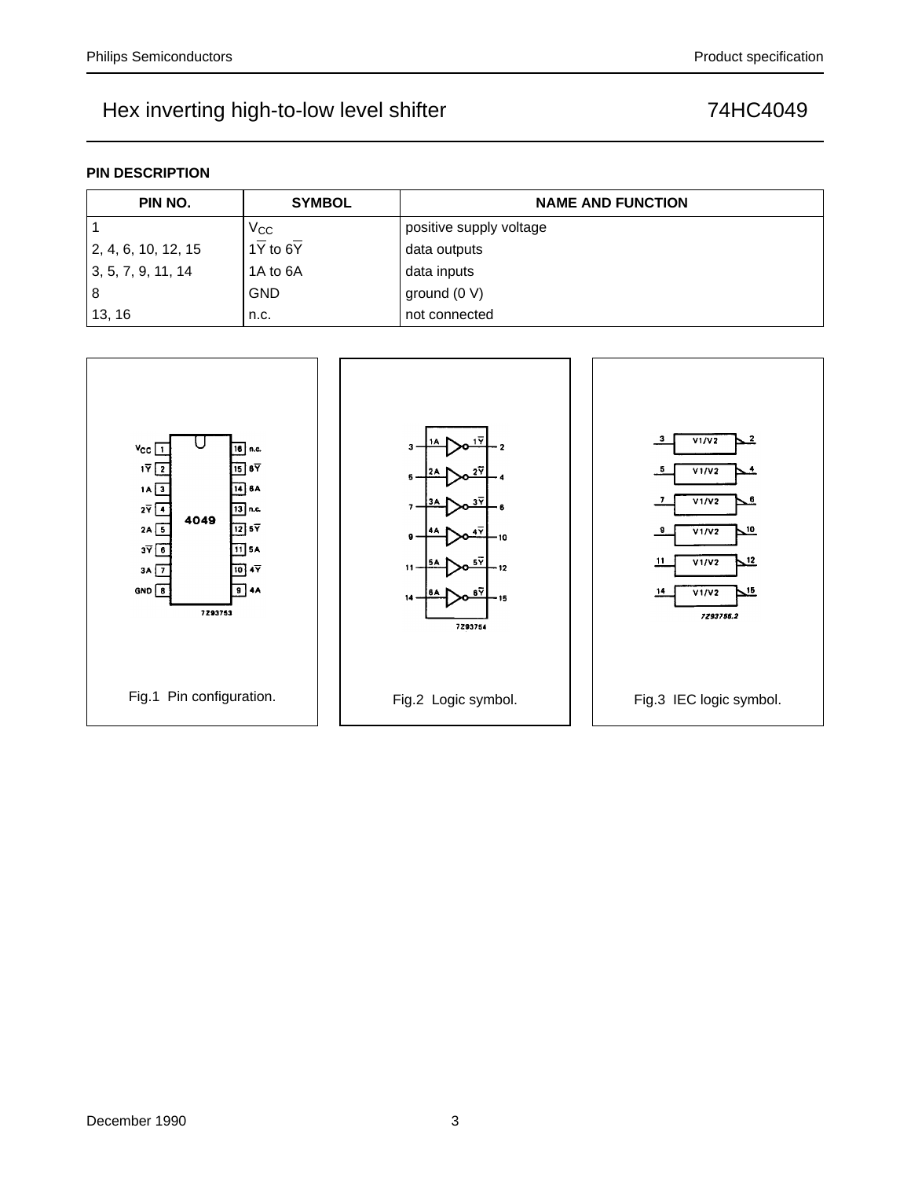# Hex inverting high-to-low level shifter 74HC4049

## PIN DESCRIPTION

| PIN NO. | SYMBOL | NAME AND FUNCTION |
|---|---|---|
| 1 | $V_{CC}$ | positive supply voltage |
| 2, 4, 6, 10, 12, 15 | $1\overline{Y}$ to $6\overline{Y}$ | data outputs |
| 3, 5, 7, 9, 11, 14 | 1A to 6A | data inputs |
| 8 | GND | ground (0 V) |
| 13, 16 | n.c. | not connected |

Fig.1 Pin configuration.

Fig.2 Logic symbol.

Fig.3 IEC logic symbol.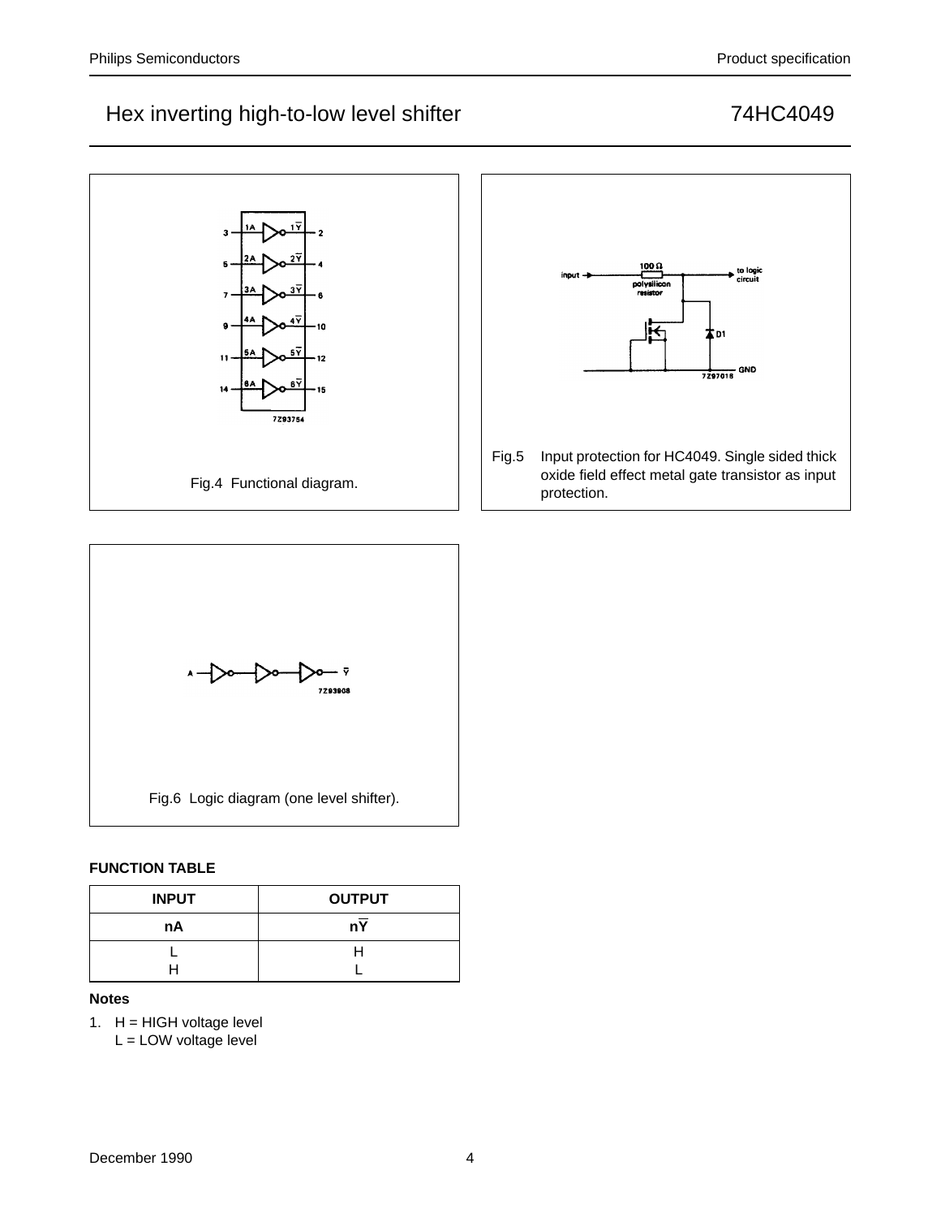Fig.4 Functional diagram.

Fig.5 Input protection for HC4049. Single sided thick oxide field effect metal gate transistor as input protection.

Fig.6 Logic diagram (one level shifter).

**FUNCTION TABLE**

| INPUT | OUTPUT |
|---|---|
| nA | $n\overline{Y}$ |
| L<br>H | H<br>L |

**Notes**

1. H = HIGH voltage level
   L = LOW voltage level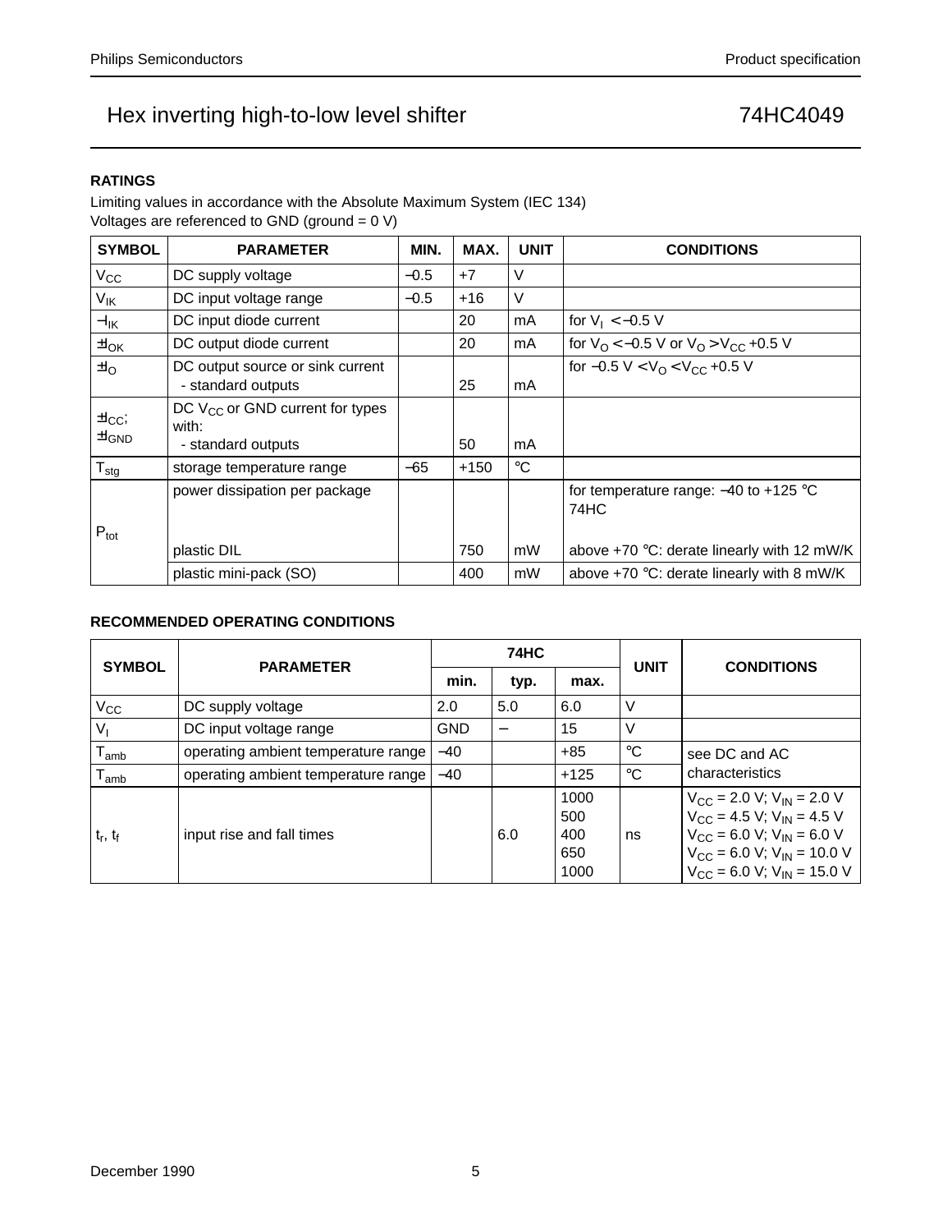### RATINGS

Limiting values in accordance with the Absolute Maximum System (IEC 134)
Voltages are referenced to GND (ground = 0 V)

| SYMBOL | PARAMETER | MIN. | MAX. | UNIT | CONDITIONS |
|---|---|---|---|---|---|
| $V_{CC}$ | DC supply voltage | −0.5 | +7 | V | |
| $V_{IK}$ | DC input voltage range | −0.5 | +16 | V | |
| $-I_{IK}$ | DC input diode current | | 20 | mA | for $V_I < -0.5$ V |
| $\pm I_{OK}$ | DC output diode current | | 20 | mA | for $V_O < -0.5$ V or $V_O > V_{CC} + 0.5$ V |
| $\pm I_O$ | DC output source or sink current - standard outputs | | 25 | mA | for $-0.5\ V < V_O < V_{CC} + 0.5$ V |
| $\pm I_{CC}$; $\pm I_{GND}$ | DC $V_{CC}$ or GND current for types with: - standard outputs | | 50 | mA | |
| $T_{stg}$ | storage temperature range | −65 | +150 | °C | |
| $P_{tot}$ | power dissipation per package | | | | for temperature range: −40 to +125 °C 74HC |
| | plastic DIL | | 750 | mW | above +70 °C: derate linearly with 12 mW/K |
| | plastic mini-pack (SO) | | 400 | mW | above +70 °C: derate linearly with 8 mW/K |

### RECOMMENDED OPERATING CONDITIONS

| SYMBOL | PARAMETER | 74HC | | | UNIT | CONDITIONS |
|---|---|---|---|---|---|---|
| | | min. | typ. | max. | | |
| $V_{CC}$ | DC supply voltage | 2.0 | 5.0 | 6.0 | V | |
| $V_I$ | DC input voltage range | GND | − | 15 | V | |
| $T_{amb}$ | operating ambient temperature range | −40 | | +85 | °C | see DC and AC characteristics |
| $T_{amb}$ | operating ambient temperature range | −40 | | +125 | °C | |
| $t_r$, $t_f$ | input rise and fall times | | 6.0 | 1000<br>500<br>400<br>650<br>1000 | ns | $V_{CC} = 2.0$ V; $V_{IN} = 2.0$ V<br>$V_{CC} = 4.5$ V; $V_{IN} = 4.5$ V<br>$V_{CC} = 6.0$ V; $V_{IN} = 6.0$ V<br>$V_{CC} = 6.0$ V; $V_{IN} = 10.0$ V<br>$V_{CC} = 6.0$ V; $V_{IN} = 15.0$ V |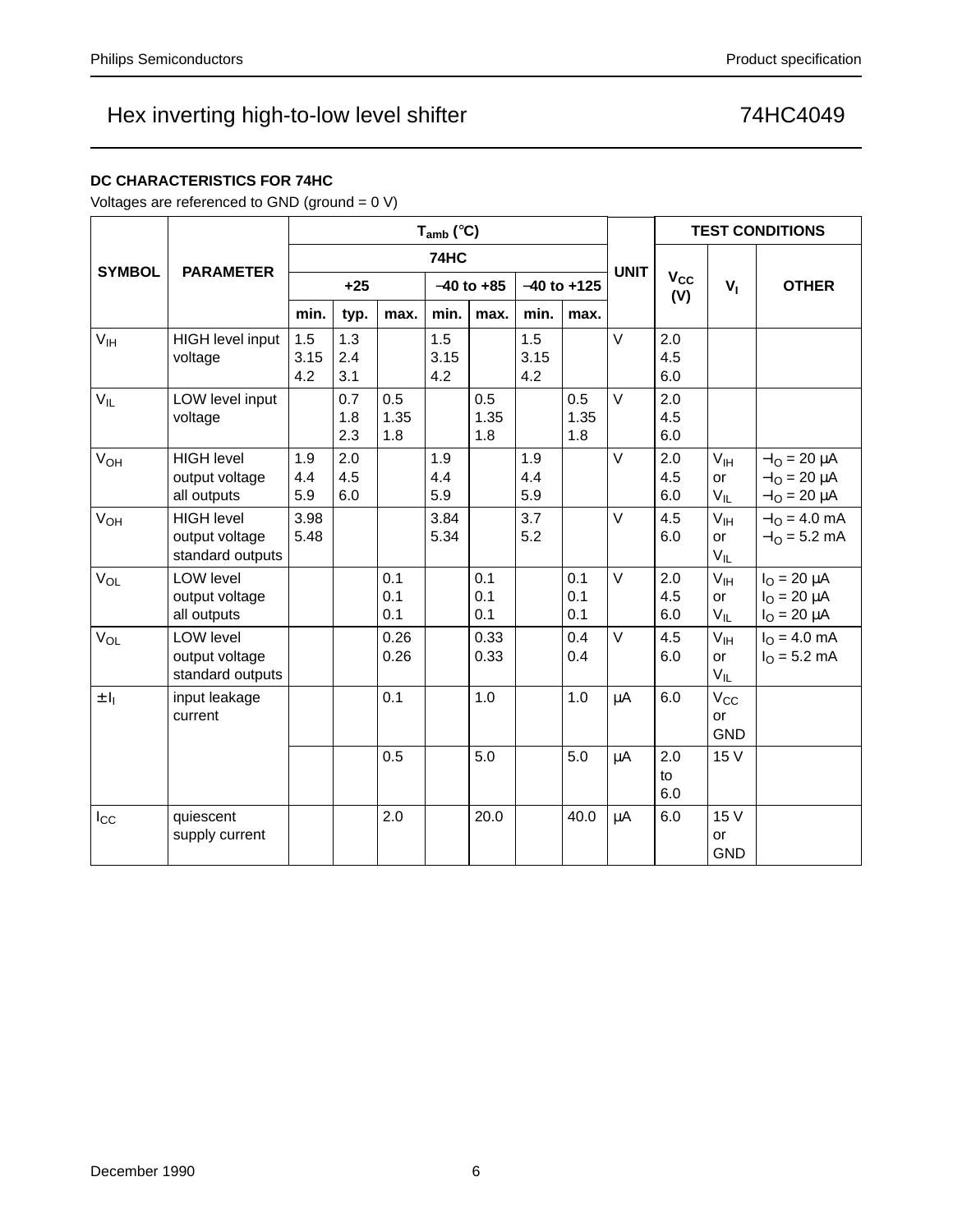# Hex inverting high-to-low level shifter — 74HC4049

### DC CHARACTERISTICS FOR 74HC

Voltages are referenced to GND (ground = 0 V)

| SYMBOL | PARAMETER | $T_{amb}$ (°C) | | | | | | | UNIT | TEST CONDITIONS | | |
|---|---|---|---|---|---|---|---|---|---|---|---|---|
| | | 74HC | | | | | | | | $V_{CC}$ (V) | $V_I$ | OTHER |
| | | +25 | | | −40 to +85 | | −40 to +125 | | | | | |
| | | min. | typ. | max. | min. | max. | min. | max. | | | | |
| $V_{IH}$ | HIGH level input voltage | 1.5<br>3.15<br>4.2 | 1.3<br>2.4<br>3.1 | | 1.5<br>3.15<br>4.2 | | 1.5<br>3.15<br>4.2 | | V | 2.0<br>4.5<br>6.0 | | |
| $V_{IL}$ | LOW level input voltage | | 0.7<br>1.8<br>2.3 | 0.5<br>1.35<br>1.8 | | 0.5<br>1.35<br>1.8 | | 0.5<br>1.35<br>1.8 | V | 2.0<br>4.5<br>6.0 | | |
| $V_{OH}$ | HIGH level output voltage all outputs | 1.9<br>4.4<br>5.9 | 2.0<br>4.5<br>6.0 | | 1.9<br>4.4<br>5.9 | | 1.9<br>4.4<br>5.9 | | V | 2.0<br>4.5<br>6.0 | $V_{IH}$ or $V_{IL}$ | $-I_O$ = 20 μA<br>$-I_O$ = 20 μA<br>$-I_O$ = 20 μA |
| $V_{OH}$ | HIGH level output voltage standard outputs | 3.98<br>5.48 | | | 3.84<br>5.34 | | 3.7<br>5.2 | | V | 4.5<br>6.0 | $V_{IH}$ or $V_{IL}$ | $-I_O$ = 4.0 mA<br>$-I_O$ = 5.2 mA |
| $V_{OL}$ | LOW level output voltage all outputs | | | 0.1<br>0.1<br>0.1 | | 0.1<br>0.1<br>0.1 | | 0.1<br>0.1<br>0.1 | V | 2.0<br>4.5<br>6.0 | $V_{IH}$ or $V_{IL}$ | $I_O$ = 20 μA<br>$I_O$ = 20 μA<br>$I_O$ = 20 μA |
| $V_{OL}$ | LOW level output voltage standard outputs | | | 0.26<br>0.26 | | 0.33<br>0.33 | | 0.4<br>0.4 | V | 4.5<br>6.0 | $V_{IH}$ or $V_{IL}$ | $I_O$ = 4.0 mA<br>$I_O$ = 5.2 mA |
| $\pm I_I$ | input leakage current | | | 0.1 | | 1.0 | | 1.0 | μA | 6.0 | $V_{CC}$ or GND | |
| | | | | 0.5 | | 5.0 | | 5.0 | μA | 2.0 to 6.0 | 15 V | |
| $I_{CC}$ | quiescent supply current | | | 2.0 | | 20.0 | | 40.0 | μA | 6.0 | 15 V or GND | |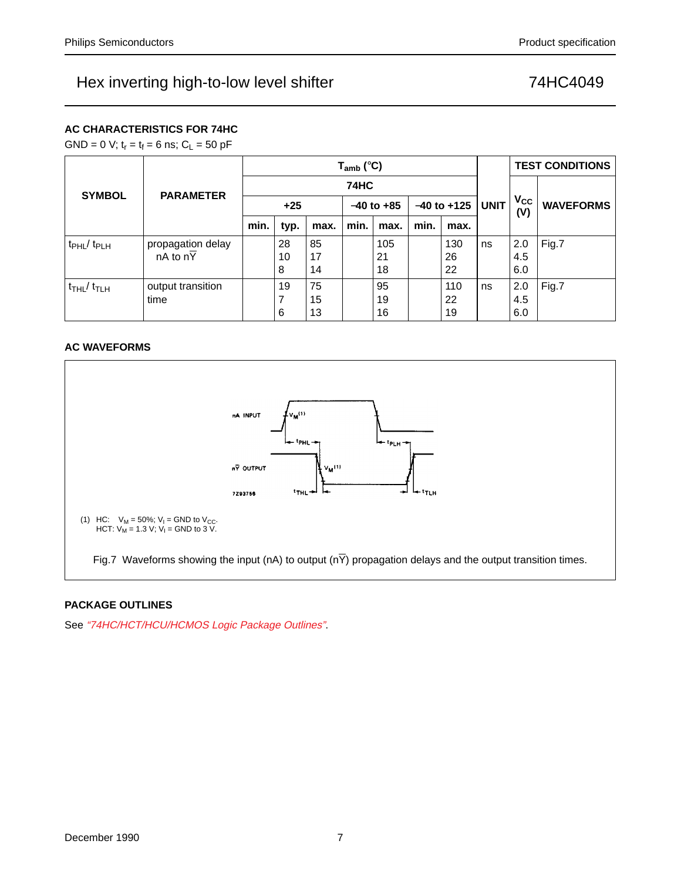### AC CHARACTERISTICS FOR 74HC

GND = 0 V; $t_r = t_f = 6$ ns; $C_L = 50$ pF

| SYMBOL | PARAMETER | $T_{amb}$ (°C) | | | | | | | UNIT | TEST CONDITIONS | |
|---|---|---|---|---|---|---|---|---|---|---|---|
| | | 74HC | | | | | | | | $V_{CC}$ (V) | WAVEFORMS |
| | | +25 | | | −40 to +85 | | −40 to +125 | | | | |
| | | min. | typ. | max. | min. | max. | min. | max. | | | |
| $t_{PHL}$/ $t_{PLH}$ | propagation delay nA to n$\overline{Y}$ | | 28<br>10<br>8 | 85<br>17<br>14 | | 105<br>21<br>18 | | 130<br>26<br>22 | ns | 2.0<br>4.5<br>6.0 | Fig.7 |
| $t_{THL}$/ $t_{TLH}$ | output transition time | | 19<br>7<br>6 | 75<br>15<br>13 | | 95<br>19<br>16 | | 110<br>22<br>19 | ns | 2.0<br>4.5<br>6.0 | Fig.7 |

### AC WAVEFORMS

nA INPUT
$V_M$(1)
$t_{PHL}$
$t_{PLH}$
n$\overline{Y}$ OUTPUT
$V_M$(1)
$t_{THL}$
$t_{TLH}$
7Z93756

(1) HC: $V_M$ = 50%; $V_I$ = GND to $V_{CC}$.
HCT: $V_M$ = 1.3 V; $V_I$ = GND to 3 V.

Fig.7 Waveforms showing the input (nA) to output (n$\overline{Y}$) propagation delays and the output transition times.

### PACKAGE OUTLINES

See *"74HC/HCT/HCU/HCMOS Logic Package Outlines"*.